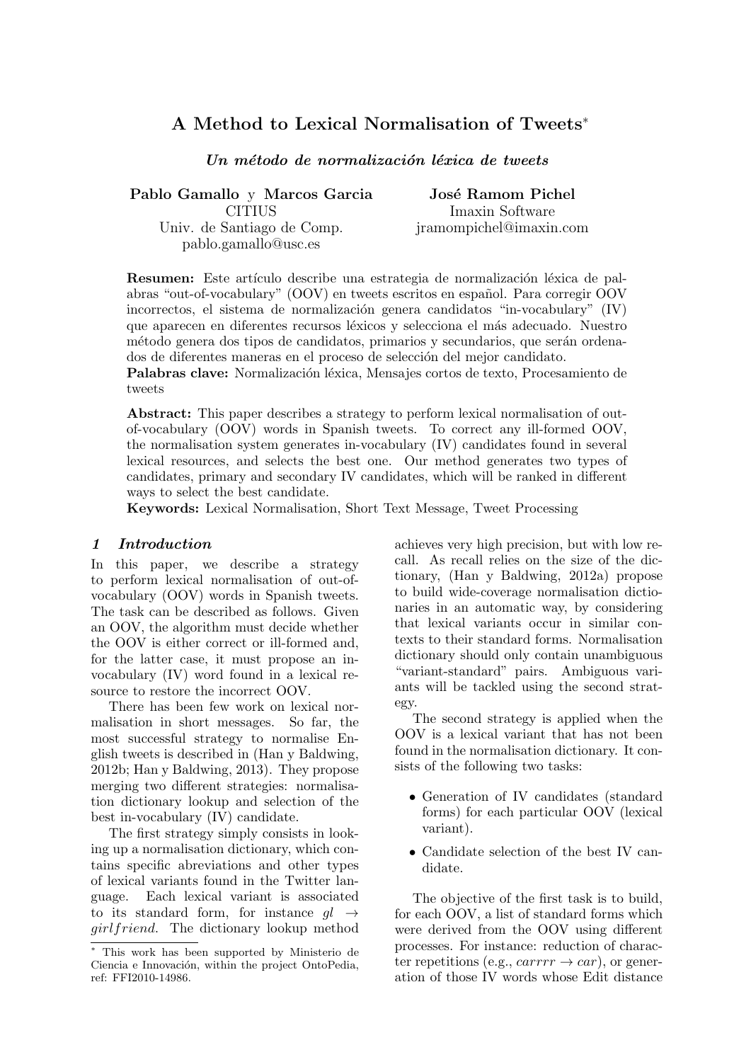# A Method to Lexical Normalisation of Tweets[*]

***Un método de normalización léxica de tweets***

**Pablo Gamallo** y **Marcos Garcia**
CITIUS
Univ. de Santiago de Comp.
pablo.gamallo@usc.es

**José Ramom Pichel**
Imaxin Software
jramompichel@imaxin.com

**Resumen:** Este artículo describe una estrategia de normalización léxica de palabras "out-of-vocabulary" (OOV) en tweets escritos en español. Para corregir OOV incorrectos, el sistema de normalización genera candidatos "in-vocabulary" (IV) que aparecen en diferentes recursos léxicos y selecciona el más adecuado. Nuestro método genera dos tipos de candidatos, primarios y secundarios, que serán ordenados de diferentes maneras en el proceso de selección del mejor candidato.
**Palabras clave:** Normalización léxica, Mensajes cortos de texto, Procesamiento de tweets

**Abstract:** This paper describes a strategy to perform lexical normalisation of out-of-vocabulary (OOV) words in Spanish tweets. To correct any ill-formed OOV, the normalisation system generates in-vocabulary (IV) candidates found in several lexical resources, and selects the best one. Our method generates two types of candidates, primary and secondary IV candidates, which will be ranked in different ways to select the best candidate.
**Keywords:** Lexical Normalisation, Short Text Message, Tweet Processing

## *1 Introduction*

In this paper, we describe a strategy to perform lexical normalisation of out-of-vocabulary (OOV) words in Spanish tweets. The task can be described as follows. Given an OOV, the algorithm must decide whether the OOV is either correct or ill-formed and, for the latter case, it must propose an in-vocabulary (IV) word found in a lexical resource to restore the incorrect OOV.

There has been few work on lexical normalisation in short messages. So far, the most successful strategy to normalise English tweets is described in (Han y Baldwing, 2012b; Han y Baldwing, 2013). They propose merging two different strategies: normalisation dictionary lookup and selection of the best in-vocabulary (IV) candidate.

The first strategy simply consists in looking up a normalisation dictionary, which contains specific abreviations and other types of lexical variants found in the Twitter language. Each lexical variant is associated to its standard form, for instance $gl \rightarrow girlfriend$. The dictionary lookup method achieves very high precision, but with low recall. As recall relies on the size of the dictionary, (Han y Baldwing, 2012a) propose to build wide-coverage normalisation dictionaries in an automatic way, by considering that lexical variants occur in similar contexts to their standard forms. Normalisation dictionary should only contain unambiguous "variant-standard" pairs. Ambiguous variants will be tackled using the second strategy.

The second strategy is applied when the OOV is a lexical variant that has not been found in the normalisation dictionary. It consists of the following two tasks:

- Generation of IV candidates (standard forms) for each particular OOV (lexical variant).
- Candidate selection of the best IV candidate.

The objective of the first task is to build, for each OOV, a list of standard forms which were derived from the OOV using different processes. For instance: reduction of character repetitions (e.g., $carrrr \rightarrow car$), or generation of those IV words whose Edit distance

[*] This work has been supported by Ministerio de Ciencia e Innovación, within the project OntoPedia, ref: FFI2010-14986.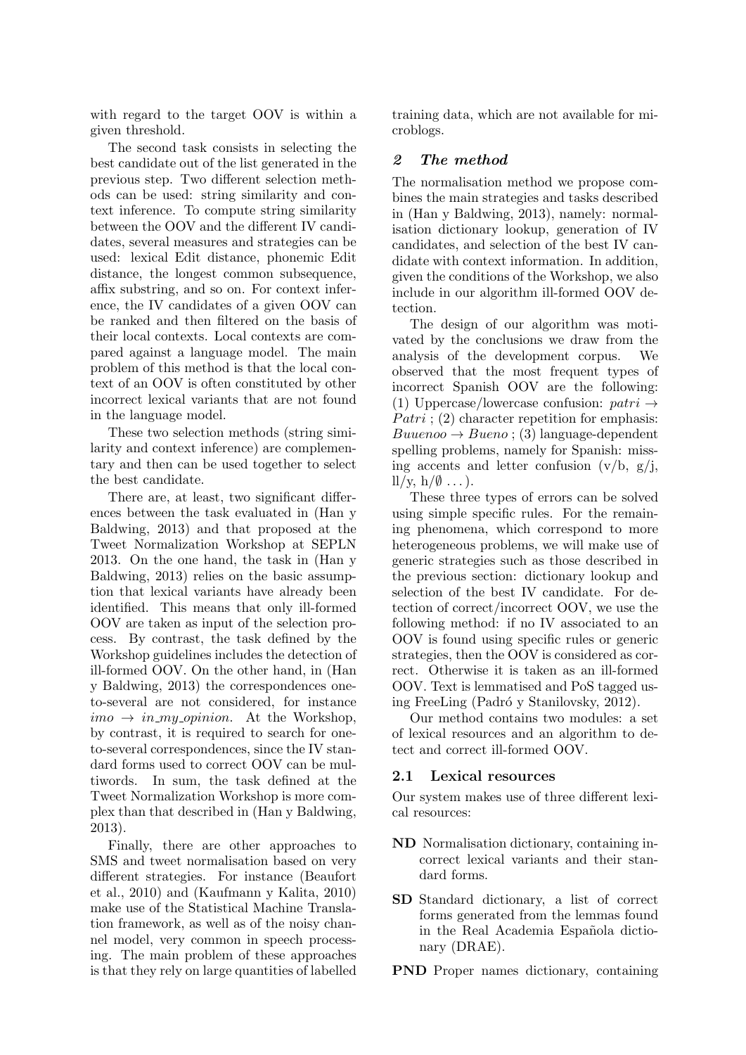with regard to the target OOV is within a given threshold.

The second task consists in selecting the best candidate out of the list generated in the previous step. Two different selection methods can be used: string similarity and context inference. To compute string similarity between the OOV and the different IV candidates, several measures and strategies can be used: lexical Edit distance, phonemic Edit distance, the longest common subsequence, affix substring, and so on. For context inference, the IV candidates of a given OOV can be ranked and then filtered on the basis of their local contexts. Local contexts are compared against a language model. The main problem of this method is that the local context of an OOV is often constituted by other incorrect lexical variants that are not found in the language model.

These two selection methods (string similarity and context inference) are complementary and then can be used together to select the best candidate.

There are, at least, two significant differences between the task evaluated in (Han y Baldwing, 2013) and that proposed at the Tweet Normalization Workshop at SEPLN 2013. On the one hand, the task in (Han y Baldwing, 2013) relies on the basic assumption that lexical variants have already been identified. This means that only ill-formed OOV are taken as input of the selection process. By contrast, the task defined by the Workshop guidelines includes the detection of ill-formed OOV. On the other hand, in (Han y Baldwing, 2013) the correspondences one-to-several are not considered, for instance $imo \rightarrow in\_my\_opinion$. At the Workshop, by contrast, it is required to search for one-to-several correspondences, since the IV standard forms used to correct OOV can be multiwords. In sum, the task defined at the Tweet Normalization Workshop is more complex than that described in (Han y Baldwing, 2013).

Finally, there are other approaches to SMS and tweet normalisation based on very different strategies. For instance (Beaufort et al., 2010) and (Kaufmann y Kalita, 2010) make use of the Statistical Machine Translation framework, as well as of the noisy channel model, very common in speech processing. The main problem of these approaches is that they rely on large quantities of labelled training data, which are not available for microblogs.

## 2 The method

The normalisation method we propose combines the main strategies and tasks described in (Han y Baldwing, 2013), namely: normalisation dictionary lookup, generation of IV candidates, and selection of the best IV candidate with context information. In addition, given the conditions of the Workshop, we also include in our algorithm ill-formed OOV detection.

The design of our algorithm was motivated by the conclusions we draw from the analysis of the development corpus. We observed that the most frequent types of incorrect Spanish OOV are the following: (1) Uppercase/lowercase confusion: $patri \rightarrow Patri$ ; (2) character repetition for emphasis: $Buuenoo \rightarrow Bueno$ ; (3) language-dependent spelling problems, namely for Spanish: missing accents and letter confusion (v/b, g/j, ll/y, h/$\emptyset$ ...).

These three types of errors can be solved using simple specific rules. For the remaining phenomena, which correspond to more heterogeneous problems, we will make use of generic strategies such as those described in the previous section: dictionary lookup and selection of the best IV candidate. For detection of correct/incorrect OOV, we use the following method: if no IV associated to an OOV is found using specific rules or generic strategies, then the OOV is considered as correct. Otherwise it is taken as an ill-formed OOV. Text is lemmatised and PoS tagged using FreeLing (Padró y Stanilovsky, 2012).

Our method contains two modules: a set of lexical resources and an algorithm to detect and correct ill-formed OOV.

### 2.1 Lexical resources

Our system makes use of three different lexical resources:

- **ND** Normalisation dictionary, containing incorrect lexical variants and their standard forms.
- **SD** Standard dictionary, a list of correct forms generated from the lemmas found in the Real Academia Española dictionary (DRAE).
- **PND** Proper names dictionary, containing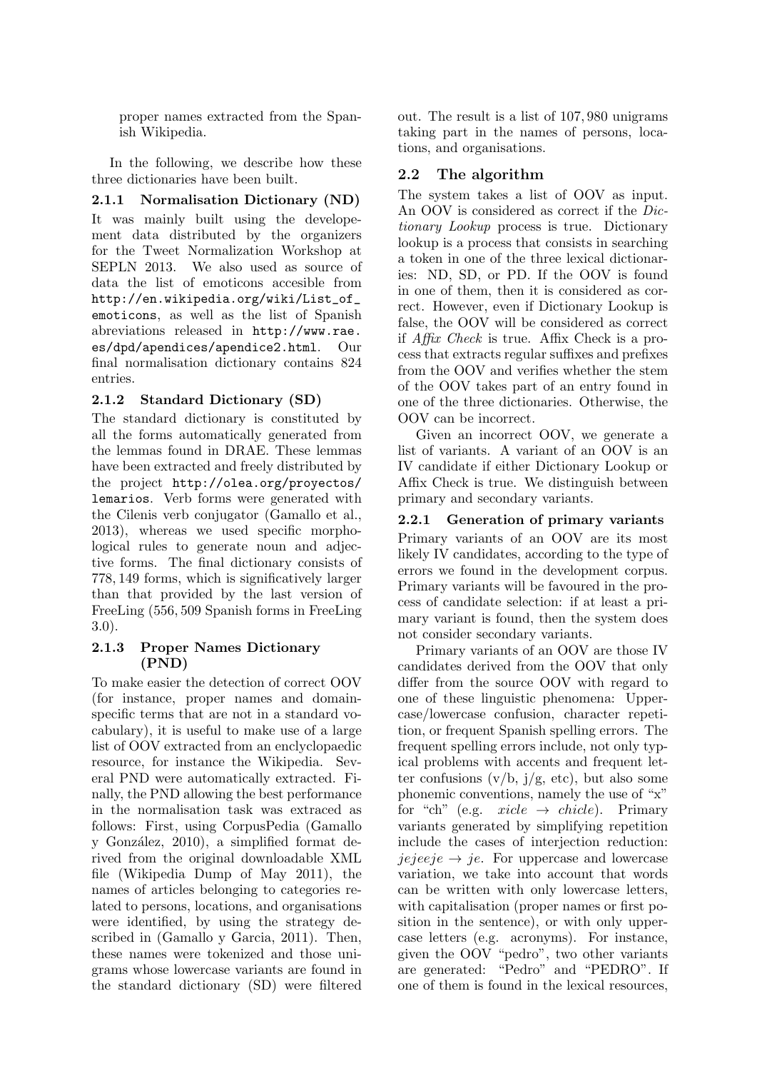proper names extracted from the Spanish Wikipedia.

In the following, we describe how these three dictionaries have been built.

#### 2.1.1 Normalisation Dictionary (ND)

It was mainly built using the developement data distributed by the organizers for the Tweet Normalization Workshop at SEPLN 2013. We also used as source of data the list of emoticons accesible from `http://en.wikipedia.org/wiki/List_of_emoticons`, as well as the list of Spanish abreviations released in `http://www.rae.es/dpd/apendices/apendice2.html`. Our final normalisation dictionary contains 824 entries.

#### 2.1.2 Standard Dictionary (SD)

The standard dictionary is constituted by all the forms automatically generated from the lemmas found in DRAE. These lemmas have been extracted and freely distributed by the project `http://olea.org/proyectos/lemarios`. Verb forms were generated with the Cilenis verb conjugator (Gamallo et al., 2013), whereas we used specific morphological rules to generate noun and adjective forms. The final dictionary consists of 778,149 forms, which is significatively larger than that provided by the last version of FreeLing (556,509 Spanish forms in FreeLing 3.0).

#### 2.1.3 Proper Names Dictionary (PND)

To make easier the detection of correct OOV (for instance, proper names and domain-specific terms that are not in a standard vocabulary), it is useful to make use of a large list of OOV extracted from an enclyclopaedic resource, for instance the Wikipedia. Several PND were automatically extracted. Finally, the PND allowing the best performance in the normalisation task was extraced as follows: First, using CorpusPedia (Gamallo y González, 2010), a simplified format derived from the original downloadable XML file (Wikipedia Dump of May 2011), the names of articles belonging to categories related to persons, locations, and organisations were identified, by using the strategy described in (Gamallo y Garcia, 2011). Then, these names were tokenized and those unigrams whose lowercase variants are found in the standard dictionary (SD) were filtered out. The result is a list of 107,980 unigrams taking part in the names of persons, locations, and organisations.

### 2.2 The algorithm

The system takes a list of OOV as input. An OOV is considered as correct if the *Dictionary Lookup* process is true. Dictionary lookup is a process that consists in searching a token in one of the three lexical dictionaries: ND, SD, or PD. If the OOV is found in one of them, then it is considered as correct. However, even if Dictionary Lookup is false, the OOV will be considered as correct if *Affix Check* is true. Affix Check is a process that extracts regular suffixes and prefixes from the OOV and verifies whether the stem of the OOV takes part of an entry found in one of the three dictionaries. Otherwise, the OOV can be incorrect.

Given an incorrect OOV, we generate a list of variants. A variant of an OOV is an IV candidate if either Dictionary Lookup or Affix Check is true. We distinguish between primary and secondary variants.

#### 2.2.1 Generation of primary variants

Primary variants of an OOV are its most likely IV candidates, according to the type of errors we found in the development corpus. Primary variants will be favoured in the process of candidate selection: if at least a primary variant is found, then the system does not consider secondary variants.

Primary variants of an OOV are those IV candidates derived from the OOV that only differ from the source OOV with regard to one of these linguistic phenomena: Uppercase/lowercase confusion, character repetition, or frequent Spanish spelling errors. The frequent spelling errors include, not only typical problems with accents and frequent letter confusions (v/b, j/g, etc), but also some phonemic conventions, namely the use of "x" for "ch" (e.g. *xicle* $\rightarrow$ *chicle*). Primary variants generated by simplifying repetition include the cases of interjection reduction: *jejeeje* $\rightarrow$ *je*. For uppercase and lowercase variation, we take into account that words can be written with only lowercase letters, with capitalisation (proper names or first position in the sentence), or with only uppercase letters (e.g. acronyms). For instance, given the OOV "pedro", two other variants are generated: "Pedro" and "PEDRO". If one of them is found in the lexical resources,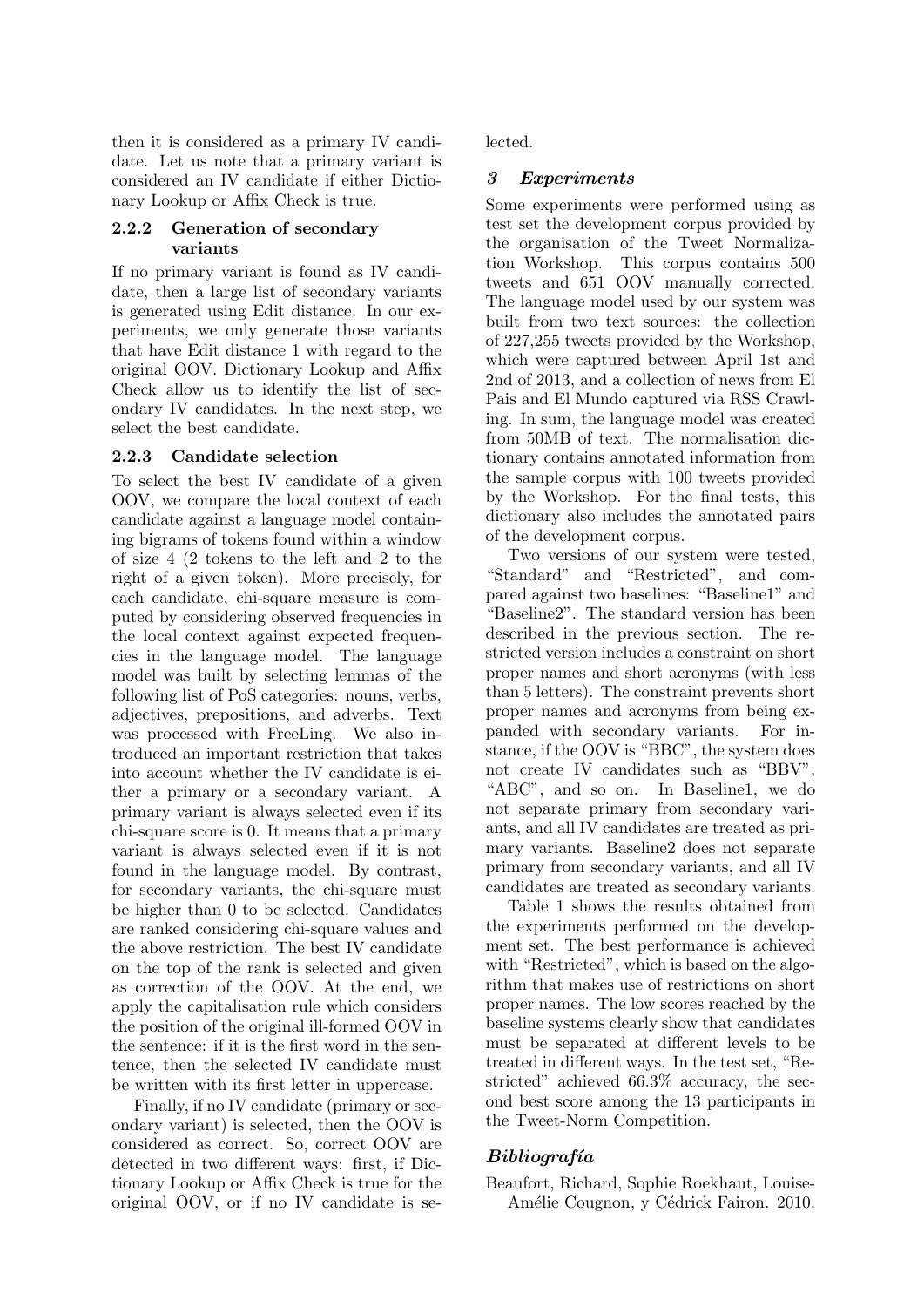then it is considered as a primary IV candidate. Let us note that a primary variant is considered an IV candidate if either Dictionary Lookup or Affix Check is true.

#### 2.2.2 Generation of secondary variants

If no primary variant is found as IV candidate, then a large list of secondary variants is generated using Edit distance. In our experiments, we only generate those variants that have Edit distance 1 with regard to the original OOV. Dictionary Lookup and Affix Check allow us to identify the list of secondary IV candidates. In the next step, we select the best candidate.

#### 2.2.3 Candidate selection

To select the best IV candidate of a given OOV, we compare the local context of each candidate against a language model containing bigrams of tokens found within a window of size 4 (2 tokens to the left and 2 to the right of a given token). More precisely, for each candidate, chi-square measure is computed by considering observed frequencies in the local context against expected frequencies in the language model. The language model was built by selecting lemmas of the following list of PoS categories: nouns, verbs, adjectives, prepositions, and adverbs. Text was processed with FreeLing. We also introduced an important restriction that takes into account whether the IV candidate is either a primary or a secondary variant. A primary variant is always selected even if its chi-square score is 0. It means that a primary variant is always selected even if it is not found in the language model. By contrast, for secondary variants, the chi-square must be higher than 0 to be selected. Candidates are ranked considering chi-square values and the above restriction. The best IV candidate on the top of the rank is selected and given as correction of the OOV. At the end, we apply the capitalisation rule which considers the position of the original ill-formed OOV in the sentence: if it is the first word in the sentence, then the selected IV candidate must be written with its first letter in uppercase.

Finally, if no IV candidate (primary or secondary variant) is selected, then the OOV is considered as correct. So, correct OOV are detected in two different ways: first, if Dictionary Lookup or Affix Check is true for the original OOV, or if no IV candidate is selected.

## 3 Experiments

Some experiments were performed using as test set the development corpus provided by the organisation of the Tweet Normalization Workshop. This corpus contains 500 tweets and 651 OOV manually corrected. The language model used by our system was built from two text sources: the collection of 227,255 tweets provided by the Workshop, which were captured between April 1st and 2nd of 2013, and a collection of news from El Pais and El Mundo captured via RSS Crawling. In sum, the language model was created from 50MB of text. The normalisation dictionary contains annotated information from the sample corpus with 100 tweets provided by the Workshop. For the final tests, this dictionary also includes the annotated pairs of the development corpus.

Two versions of our system were tested, "Standard" and "Restricted", and compared against two baselines: "Baseline1" and "Baseline2". The standard version has been described in the previous section. The restricted version includes a constraint on short proper names and short acronyms (with less than 5 letters). The constraint prevents short proper names and acronyms from being expanded with secondary variants. For instance, if the OOV is "BBC", the system does not create IV candidates such as "BBV", "ABC", and so on. In Baseline1, we do not separate primary from secondary variants, and all IV candidates are treated as primary variants. Baseline2 does not separate primary from secondary variants, and all IV candidates are treated as secondary variants.

Table 1 shows the results obtained from the experiments performed on the development set. The best performance is achieved with "Restricted", which is based on the algorithm that makes use of restrictions on short proper names. The low scores reached by the baseline systems clearly show that candidates must be separated at different levels to be treated in different ways. In the test set, "Restricted" achieved 66.3% accuracy, the second best score among the 13 participants in the Tweet-Norm Competition.

## Bibliografía

Beaufort, Richard, Sophie Roekhaut, Louise-Amélie Cougnon, y Cédrick Fairon. 2010.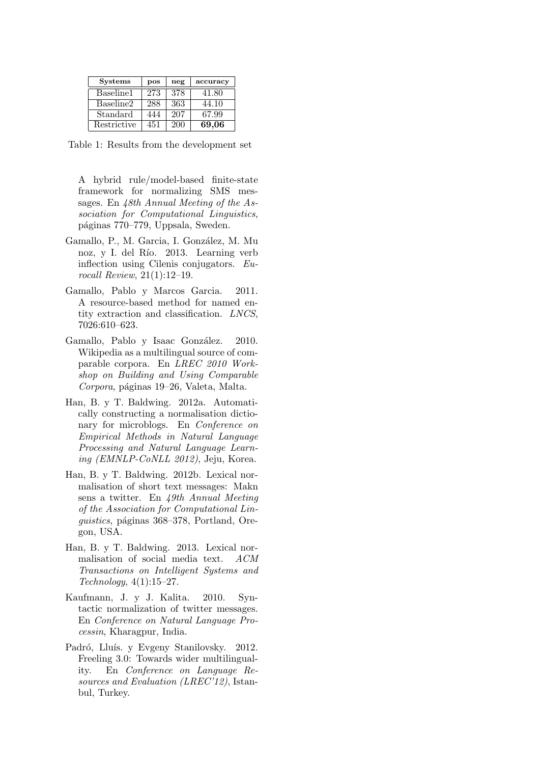| **Systems** | **pos** | **neg** | **accuracy** |
|---|---|---|---|
| Baseline1 | 273 | 378 | 41.80 |
| Baseline2 | 288 | 363 | 44.10 |
| Standard | 444 | 207 | 67.99 |
| Restrictive | 451 | 200 | **69,06** |

Table 1: Results from the development set

A hybrid rule/model-based finite-state framework for normalizing SMS messages. En *48th Annual Meeting of the Association for Computational Linguistics*, páginas 770–779, Uppsala, Sweden.

Gamallo, P., M. Garcia, I. González, M. Mu noz, y I. del Río. 2013. Learning verb inflection using Cilenis conjugators. *Eurocall Review*, 21(1):12–19.

Gamallo, Pablo y Marcos Garcia. 2011. A resource-based method for named entity extraction and classification. *LNCS*, 7026:610–623.

Gamallo, Pablo y Isaac González. 2010. Wikipedia as a multilingual source of comparable corpora. En *LREC 2010 Workshop on Building and Using Comparable Corpora*, páginas 19–26, Valeta, Malta.

Han, B. y T. Baldwing. 2012a. Automatically constructing a normalisation dictionary for microblogs. En *Conference on Empirical Methods in Natural Language Processing and Natural Language Learning (EMNLP-CoNLL 2012)*, Jeju, Korea.

Han, B. y T. Baldwing. 2012b. Lexical normalisation of short text messages: Makn sens a twitter. En *49th Annual Meeting of the Association for Computational Linguistics*, páginas 368–378, Portland, Oregon, USA.

Han, B. y T. Baldwing. 2013. Lexical normalisation of social media text. *ACM Transactions on Intelligent Systems and Technology*, 4(1):15–27.

Kaufmann, J. y J. Kalita. 2010. Syntactic normalization of twitter messages. En *Conference on Natural Language Processin*, Kharagpur, India.

Padró, Lluís. y Evgeny Stanilovsky. 2012. Freeling 3.0: Towards wider multilinguality. En *Conference on Language Resources and Evaluation (LREC'12)*, Istanbul, Turkey.